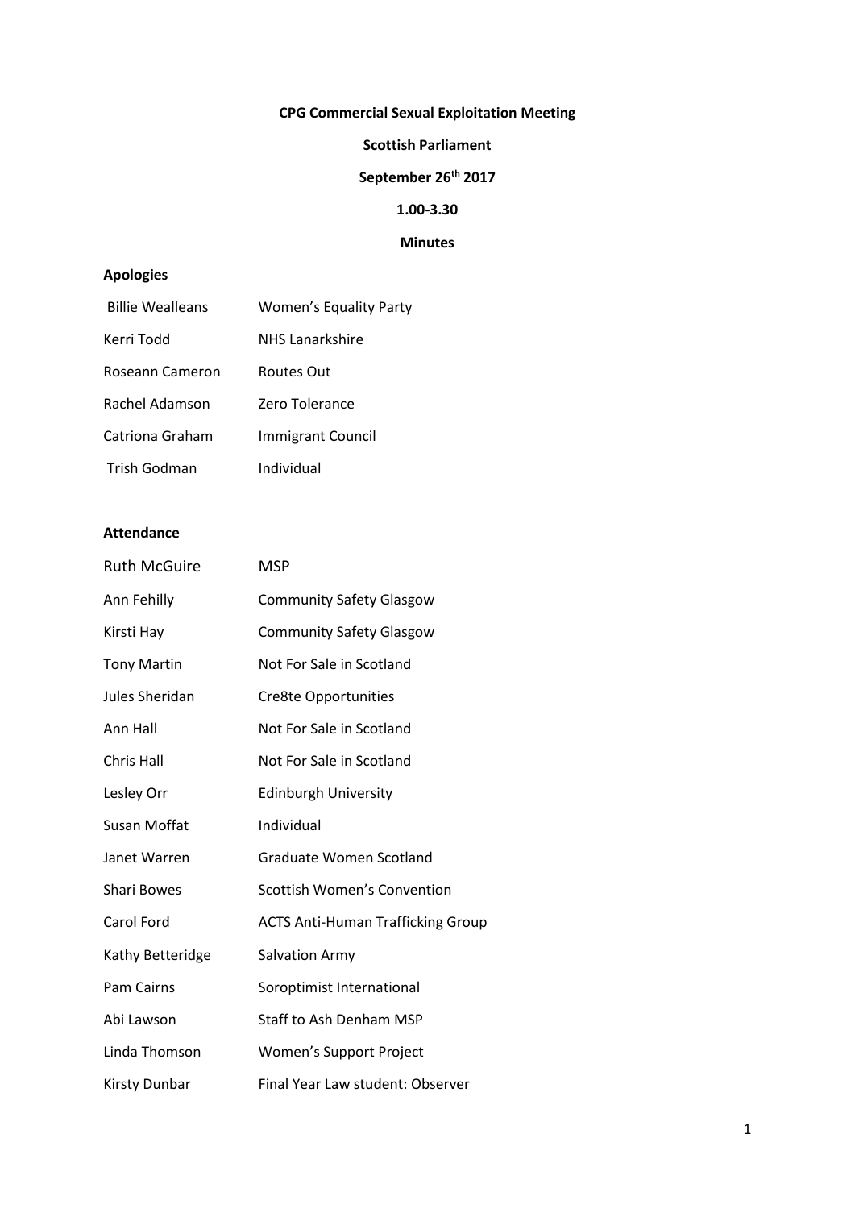**CPG Commercial Sexual Exploitation Meeting**

**Scottish Parliament**

**September 26th 2017**

**1.00-3.30**

**Minutes**

**Apologies**

| | |
|---|---|
| Billie Wealleans | Women's Equality Party |
| Kerri Todd | NHS Lanarkshire |
| Roseann Cameron | Routes Out |
| Rachel Adamson | Zero Tolerance |
| Catriona Graham | Immigrant Council |
| Trish Godman | Individual |

**Attendance**

| | |
|---|---|
| Ruth McGuire | MSP |
| Ann Fehilly | Community Safety Glasgow |
| Kirsti Hay | Community Safety Glasgow |
| Tony Martin | Not For Sale in Scotland |
| Jules Sheridan | Cre8te Opportunities |
| Ann Hall | Not For Sale in Scotland |
| Chris Hall | Not For Sale in Scotland |
| Lesley Orr | Edinburgh University |
| Susan Moffat | Individual |
| Janet Warren | Graduate Women Scotland |
| Shari Bowes | Scottish Women's Convention |
| Carol Ford | ACTS Anti-Human Trafficking Group |
| Kathy Betteridge | Salvation Army |
| Pam Cairns | Soroptimist International |
| Abi Lawson | Staff to Ash Denham MSP |
| Linda Thomson | Women's Support Project |
| Kirsty Dunbar | Final Year Law student: Observer |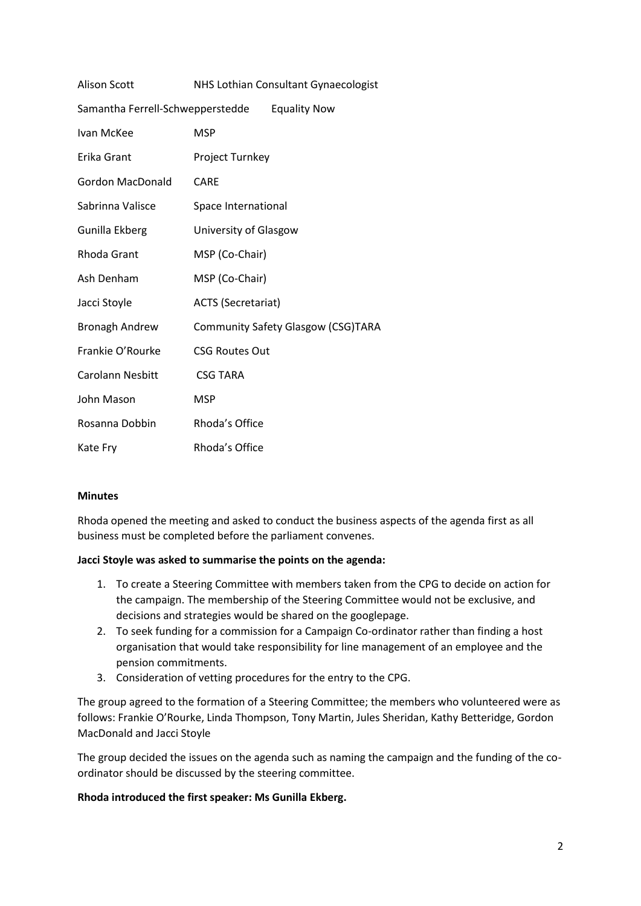| | |
|---|---|
| Alison Scott | NHS Lothian Consultant Gynaecologist |
| Samantha Ferrell-Schwepperstedde | Equality Now |
| Ivan McKee | MSP |
| Erika Grant | Project Turnkey |
| Gordon MacDonald | CARE |
| Sabrinna Valisce | Space International |
| Gunilla Ekberg | University of Glasgow |
| Rhoda Grant | MSP (Co-Chair) |
| Ash Denham | MSP (Co-Chair) |
| Jacci Stoyle | ACTS (Secretariat) |
| Bronagh Andrew | Community Safety Glasgow (CSG)TARA |
| Frankie O'Rourke | CSG Routes Out |
| Carolann Nesbitt | CSG TARA |
| John Mason | MSP |
| Rosanna Dobbin | Rhoda's Office |
| Kate Fry | Rhoda's Office |

**Minutes**

Rhoda opened the meeting and asked to conduct the business aspects of the agenda first as all business must be completed before the parliament convenes.

**Jacci Stoyle was asked to summarise the points on the agenda:**

1. To create a Steering Committee with members taken from the CPG to decide on action for the campaign. The membership of the Steering Committee would not be exclusive, and decisions and strategies would be shared on the googlepage.
2. To seek funding for a commission for a Campaign Co-ordinator rather than finding a host organisation that would take responsibility for line management of an employee and the pension commitments.
3. Consideration of vetting procedures for the entry to the CPG.

The group agreed to the formation of a Steering Committee; the members who volunteered were as follows: Frankie O'Rourke, Linda Thompson, Tony Martin, Jules Sheridan, Kathy Betteridge, Gordon MacDonald and Jacci Stoyle

The group decided the issues on the agenda such as naming the campaign and the funding of the co-ordinator should be discussed by the steering committee.

**Rhoda introduced the first speaker: Ms Gunilla Ekberg.**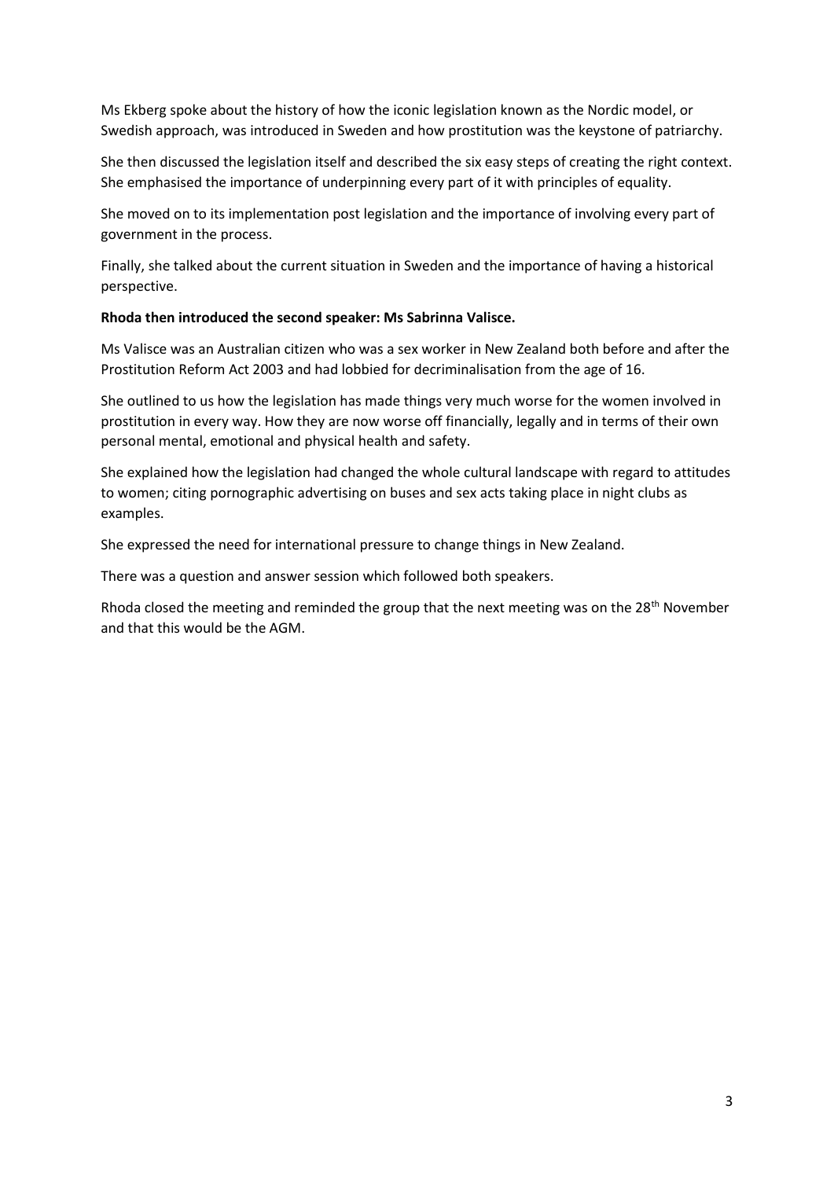Ms Ekberg spoke about the history of how the iconic legislation known as the Nordic model, or Swedish approach, was introduced in Sweden and how prostitution was the keystone of patriarchy.

She then discussed the legislation itself and described the six easy steps of creating the right context. She emphasised the importance of underpinning every part of it with principles of equality.

She moved on to its implementation post legislation and the importance of involving every part of government in the process.

Finally, she talked about the current situation in Sweden and the importance of having a historical perspective.

**Rhoda then introduced the second speaker: Ms Sabrinna Valisce.**

Ms Valisce was an Australian citizen who was a sex worker in New Zealand both before and after the Prostitution Reform Act 2003 and had lobbied for decriminalisation from the age of 16.

She outlined to us how the legislation has made things very much worse for the women involved in prostitution in every way. How they are now worse off financially, legally and in terms of their own personal mental, emotional and physical health and safety.

She explained how the legislation had changed the whole cultural landscape with regard to attitudes to women; citing pornographic advertising on buses and sex acts taking place in night clubs as examples.

She expressed the need for international pressure to change things in New Zealand.

There was a question and answer session which followed both speakers.

Rhoda closed the meeting and reminded the group that the next meeting was on the 28th November and that this would be the AGM.